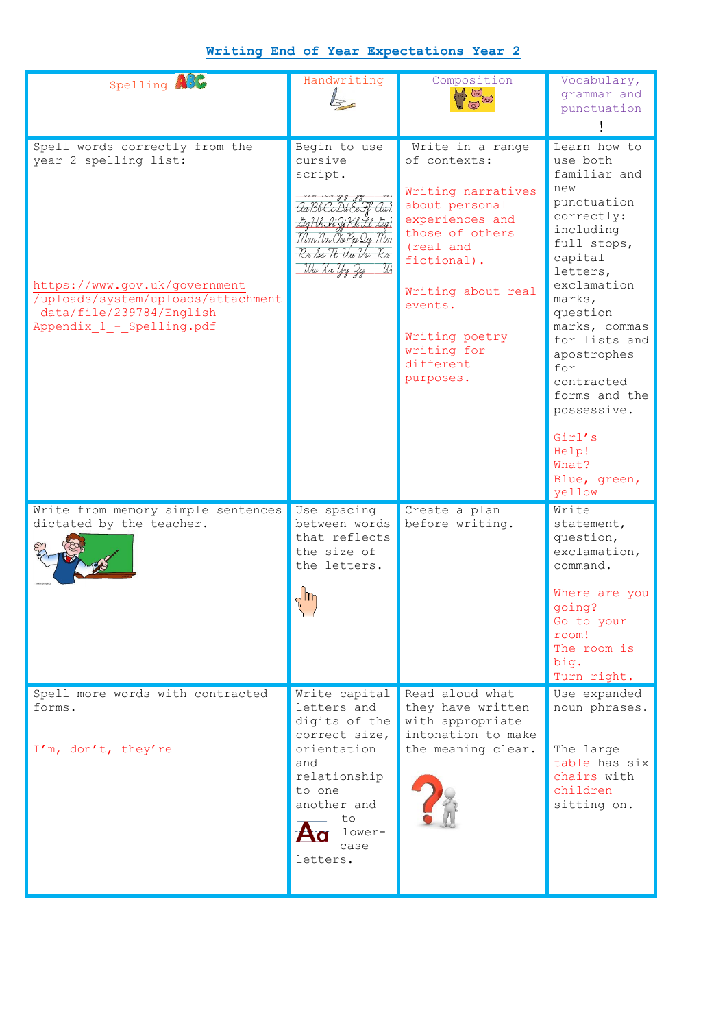# Writing End of Year Expectations Year 2

| Spelling | Handwriting | Composition | Vocabulary, grammar and punctuation |
|---|---|---|---|
| Spell words correctly from the year 2 spelling list: https://www.gov.uk/government/uploads/system/uploads/attachment_data/file/239784/English_Appendix_1_-_Spelling.pdf | Begin to use cursive script. | Write in a range of contexts: Writing narratives about personal experiences and those of others (real and fictional). Writing about real events. Writing poetry writing for different purposes. | Learn how to use both familiar and new punctuation correctly: including full stops, capital letters, exclamation marks, question marks, commas for lists and apostrophes for contracted forms and the possessive. Girl's Help! What? Blue, green, yellow |
| Write from memory simple sentences dictated by the teacher. | Use spacing between words that reflects the size of the letters. | Create a plan before writing. | Write statement, question, exclamation, command. Where are you going? Go to your room! The room is big. Turn right. |
| Spell more words with contracted forms. I'm, don't, they're | Write capital letters and digits of the correct size, orientation and relationship to one another and to lower-case letters. | Read aloud what they have written with appropriate intonation to make the meaning clear. | Use expanded noun phrases. The large table has six chairs with children sitting on. |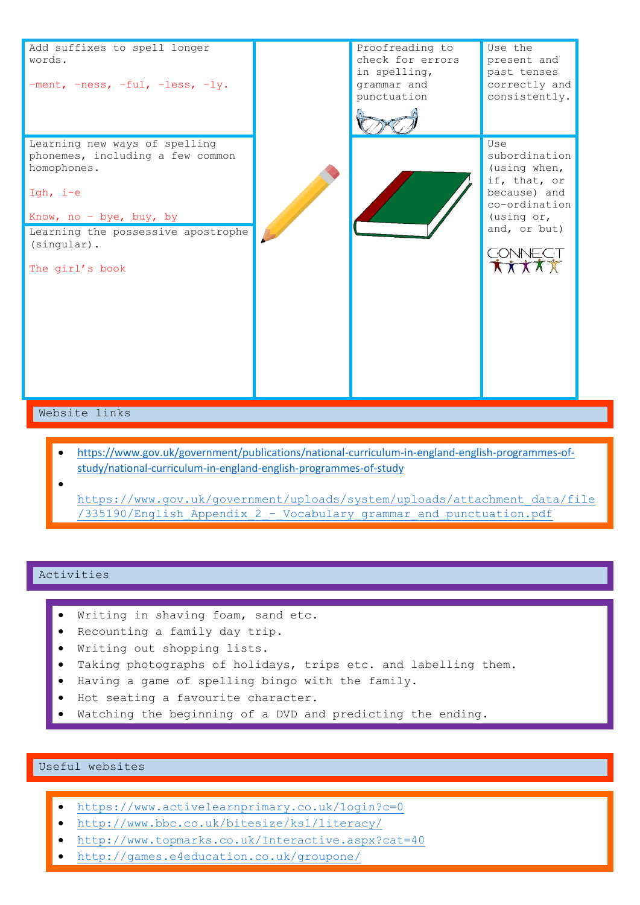| | | | |
|---|---|---|---|
| Add suffixes to spell longer words.<br><br>-ment, -ness, -ful, -less, -ly. | | Proofreading to check for errors in spelling, grammar and punctuation | Use the present and past tenses correctly and consistently. |
| Learning new ways of spelling phonemes, including a few common homophones.<br><br>Igh, i-e<br><br>Know, no – bye, buy, by | | | Use subordination (using when, if, that, or because) and co-ordination (using or, and, or but)<br><br>CONNECT |
| Learning the possessive apostrophe (singular).<br><br>The girl's book | | | |

## Website links

- https://www.gov.uk/government/publications/national-curriculum-in-england-english-programmes-of-study/national-curriculum-in-england-english-programmes-of-study
- https://www.gov.uk/government/uploads/system/uploads/attachment_data/file/335190/English_Appendix_2_-_Vocabulary_grammar_and_punctuation.pdf

## Activities

- Writing in shaving foam, sand etc.
- Recounting a family day trip.
- Writing out shopping lists.
- Taking photographs of holidays, trips etc. and labelling them.
- Having a game of spelling bingo with the family.
- Hot seating a favourite character.
- Watching the beginning of a DVD and predicting the ending.

## Useful websites

- https://www.activelearnprimary.co.uk/login?c=0
- http://www.bbc.co.uk/bitesize/ks1/literacy/
- http://www.topmarks.co.uk/Interactive.aspx?cat=40
- http://games.e4education.co.uk/groupone/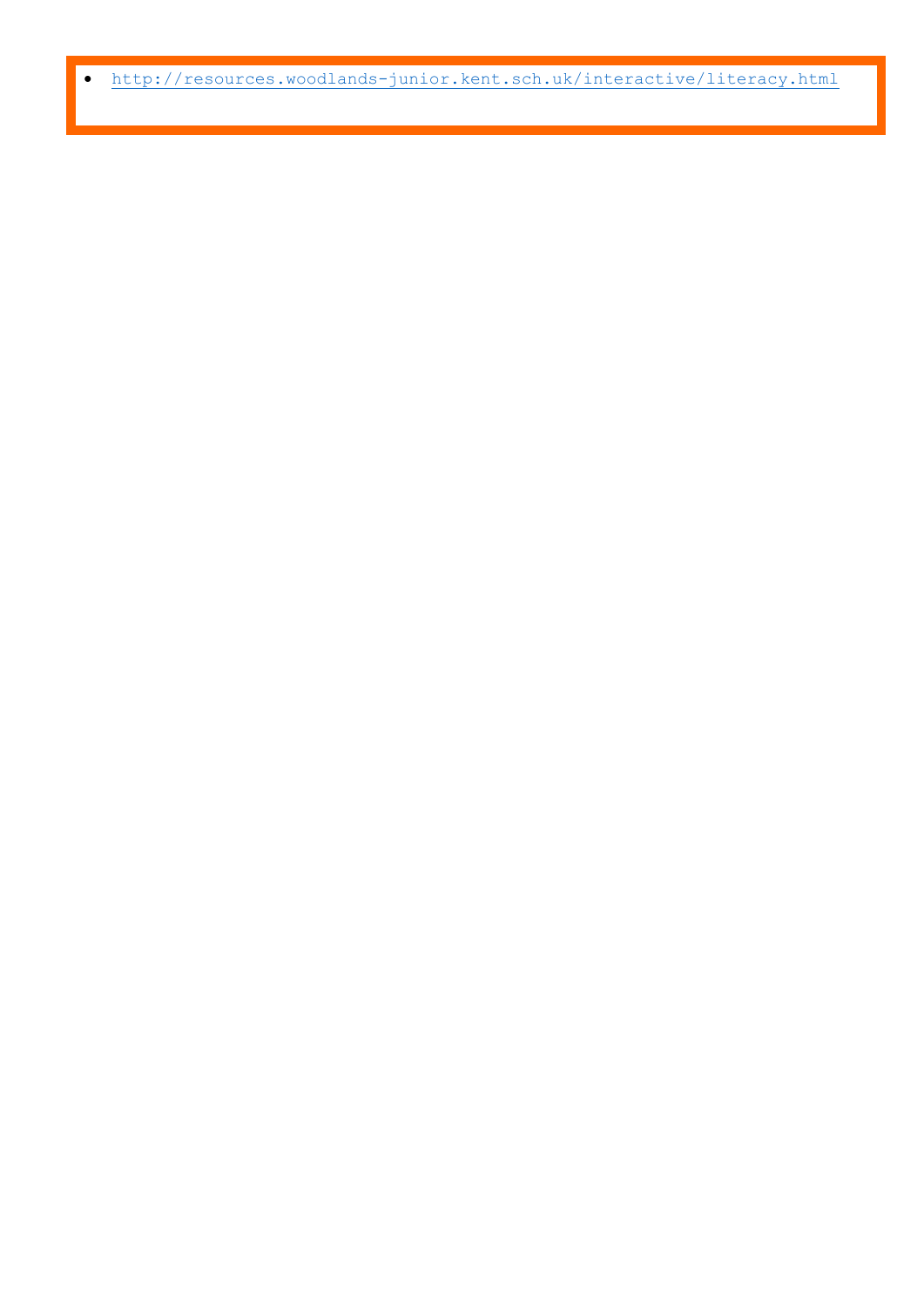- http://resources.woodlands-junior.kent.sch.uk/interactive/literacy.html